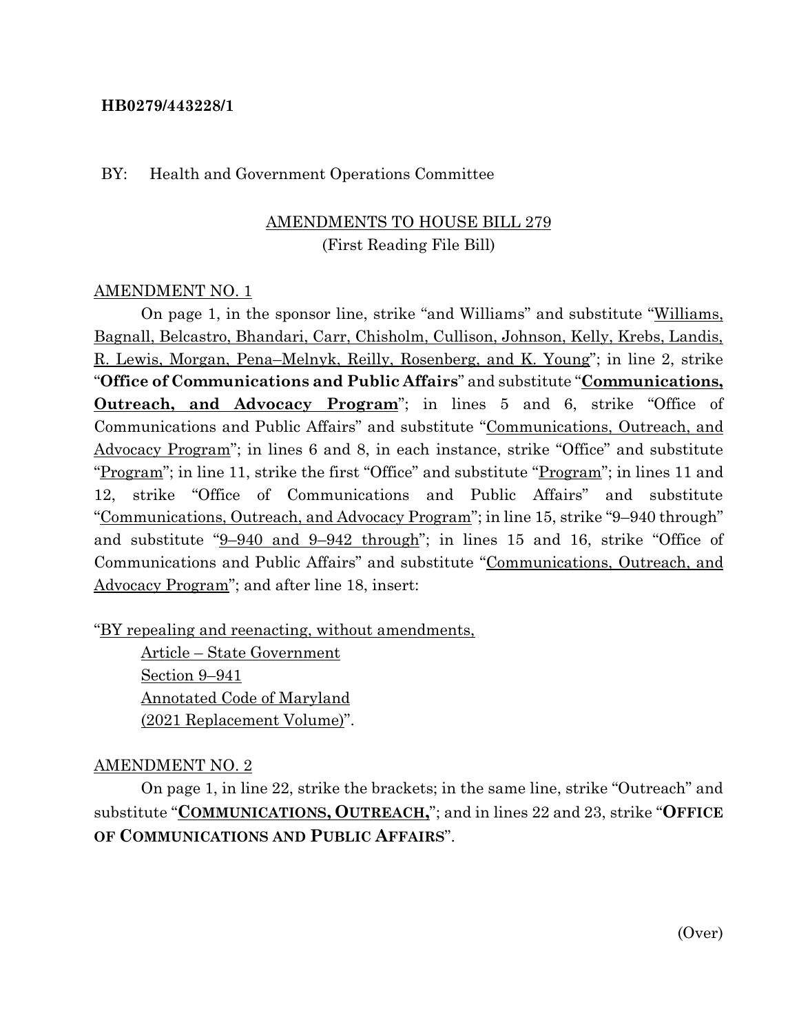**HB0279/443228/1**

BY: Health and Government Operations Committee

AMENDMENTS TO HOUSE BILL 279
(First Reading File Bill)

AMENDMENT NO. 1

On page 1, in the sponsor line, strike "and Williams" and substitute "Williams, Bagnall, Belcastro, Bhandari, Carr, Chisholm, Cullison, Johnson, Kelly, Krebs, Landis, R. Lewis, Morgan, Pena–Melnyk, Reilly, Rosenberg, and K. Young"; in line 2, strike "**Office of Communications and Public Affairs**" and substitute "**Communications, Outreach, and Advocacy Program**"; in lines 5 and 6, strike "Office of Communications and Public Affairs" and substitute "Communications, Outreach, and Advocacy Program"; in lines 6 and 8, in each instance, strike "Office" and substitute "Program"; in line 11, strike the first "Office" and substitute "Program"; in lines 11 and 12, strike "Office of Communications and Public Affairs" and substitute "Communications, Outreach, and Advocacy Program"; in line 15, strike "9–940 through" and substitute "9–940 and 9–942 through"; in lines 15 and 16, strike "Office of Communications and Public Affairs" and substitute "Communications, Outreach, and Advocacy Program"; and after line 18, insert:

"BY repealing and reenacting, without amendments,
Article – State Government
Section 9–941
Annotated Code of Maryland
(2021 Replacement Volume)".

AMENDMENT NO. 2

On page 1, in line 22, strike the brackets; in the same line, strike "Outreach" and substitute "**COMMUNICATIONS, OUTREACH,**"; and in lines 22 and 23, strike "**OFFICE OF COMMUNICATIONS AND PUBLIC AFFAIRS**".

(Over)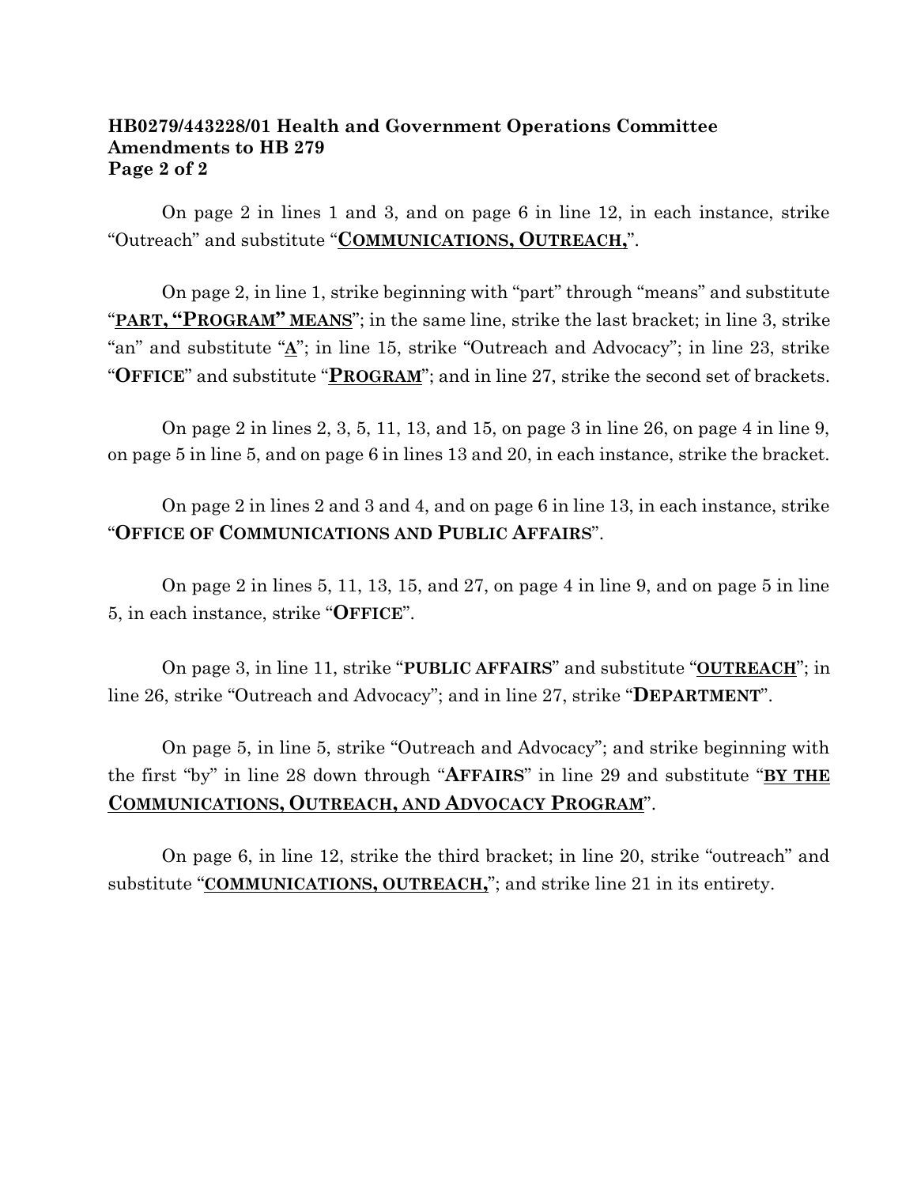**HB0279/443228/01 Health and Government Operations Committee**
**Amendments to HB 279**

On page 2 in lines 1 and 3, and on page 6 in line 12, in each instance, strike "Outreach" and substitute "**<u>COMMUNICATIONS, OUTREACH,</u>**".

On page 2, in line 1, strike beginning with "part" through "means" and substitute "**<u>PART, "PROGRAM" MEANS</u>**"; in the same line, strike the last bracket; in line 3, strike "an" and substitute "**<u>A</u>**"; in line 15, strike "Outreach and Advocacy"; in line 23, strike "**OFFICE**" and substitute "**<u>PROGRAM</u>**"; and in line 27, strike the second set of brackets.

On page 2 in lines 2, 3, 5, 11, 13, and 15, on page 3 in line 26, on page 4 in line 9, on page 5 in line 5, and on page 6 in lines 13 and 20, in each instance, strike the bracket.

On page 2 in lines 2 and 3 and 4, and on page 6 in line 13, in each instance, strike "**OFFICE OF COMMUNICATIONS AND PUBLIC AFFAIRS**".

On page 2 in lines 5, 11, 13, 15, and 27, on page 4 in line 9, and on page 5 in line 5, in each instance, strike "**OFFICE**".

On page 3, in line 11, strike "**PUBLIC AFFAIRS**" and substitute "**<u>OUTREACH</u>**"; in line 26, strike "Outreach and Advocacy"; and in line 27, strike "**DEPARTMENT**".

On page 5, in line 5, strike "Outreach and Advocacy"; and strike beginning with the first "by" in line 28 down through "**AFFAIRS**" in line 29 and substitute "**<u>BY THE COMMUNICATIONS, OUTREACH, AND ADVOCACY PROGRAM</u>**".

On page 6, in line 12, strike the third bracket; in line 20, strike "outreach" and substitute "**<u>COMMUNICATIONS, OUTREACH,</u>**"; and strike line 21 in its entirety.